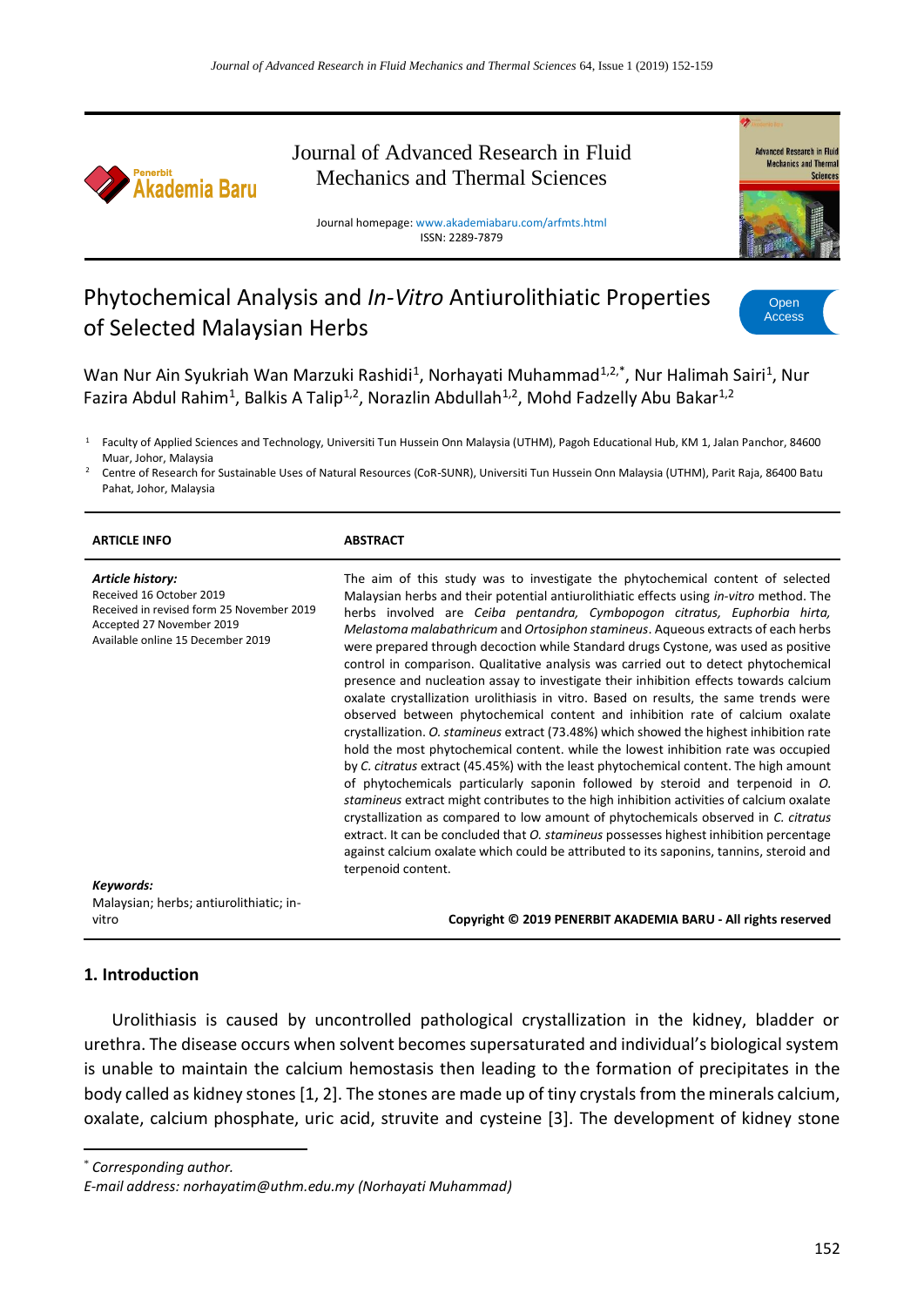Journal of Advanced Research in Fluid Mechanics and Thermal Sciences

Journal homepage: www.akademiabaru.com/arfmts.html
ISSN: 2289-7879

# Phytochemical Analysis and *In-Vitro* Antiurolithiatic Properties of Selected Malaysian Herbs

Open Access

Wan Nur Ain Syukriah Wan Marzuki Rashidi[1], Norhayati Muhammad[1,2,*], Nur Halimah Sairi[1], Nur Fazira Abdul Rahim[1], Balkis A Talip[1,2], Norazlin Abdullah[1,2], Mohd Fadzelly Abu Bakar[1,2]

[1] Faculty of Applied Sciences and Technology, Universiti Tun Hussein Onn Malaysia (UTHM), Pagoh Educational Hub, KM 1, Jalan Panchor, 84600 Muar, Johor, Malaysia

[2] Centre of Research for Sustainable Uses of Natural Resources (CoR-SUNR), Universiti Tun Hussein Onn Malaysia (UTHM), Parit Raja, 86400 Batu Pahat, Johor, Malaysia

**ARTICLE INFO**

***Article history:***
Received 16 October 2019
Received in revised form 25 November 2019
Accepted 27 November 2019
Available online 15 December 2019

***Keywords:***
Malaysian; herbs; antiurolithiatic; in-vitro

**ABSTRACT**

The aim of this study was to investigate the phytochemical content of selected Malaysian herbs and their potential antiurolithiatic effects using *in-vitro* method. The herbs involved are *Ceiba pentandra, Cymbopogon citratus, Euphorbia hirta, Melastoma malabathricum* and *Ortosiphon stamineus*. Aqueous extracts of each herbs were prepared through decoction while Standard drugs Cystone, was used as positive control in comparison. Qualitative analysis was carried out to detect phytochemical presence and nucleation assay to investigate their inhibition effects towards calcium oxalate crystallization urolithiasis in vitro. Based on results, the same trends were observed between phytochemical content and inhibition rate of calcium oxalate crystallization. *O. stamineus* extract (73.48%) which showed the highest inhibition rate hold the most phytochemical content. while the lowest inhibition rate was occupied by *C. citratus* extract (45.45%) with the least phytochemical content. The high amount of phytochemicals particularly saponin followed by steroid and terpenoid in *O. stamineus* extract might contributes to the high inhibition activities of calcium oxalate crystallization as compared to low amount of phytochemicals observed in *C. citratus* extract. It can be concluded that *O. stamineus* possesses highest inhibition percentage against calcium oxalate which could be attributed to its saponins, tannins, steroid and terpenoid content.

**Copyright © 2019 PENERBIT AKADEMIA BARU - All rights reserved**

## 1. Introduction

Urolithiasis is caused by uncontrolled pathological crystallization in the kidney, bladder or urethra. The disease occurs when solvent becomes supersaturated and individual's biological system is unable to maintain the calcium hemostasis then leading to the formation of precipitates in the body called as kidney stones [1, 2]. The stones are made up of tiny crystals from the minerals calcium, oxalate, calcium phosphate, uric acid, struvite and cysteine [3]. The development of kidney stone

[*] *Corresponding author.*
*E-mail address: norhayatim@uthm.edu.my (Norhayati Muhammad)*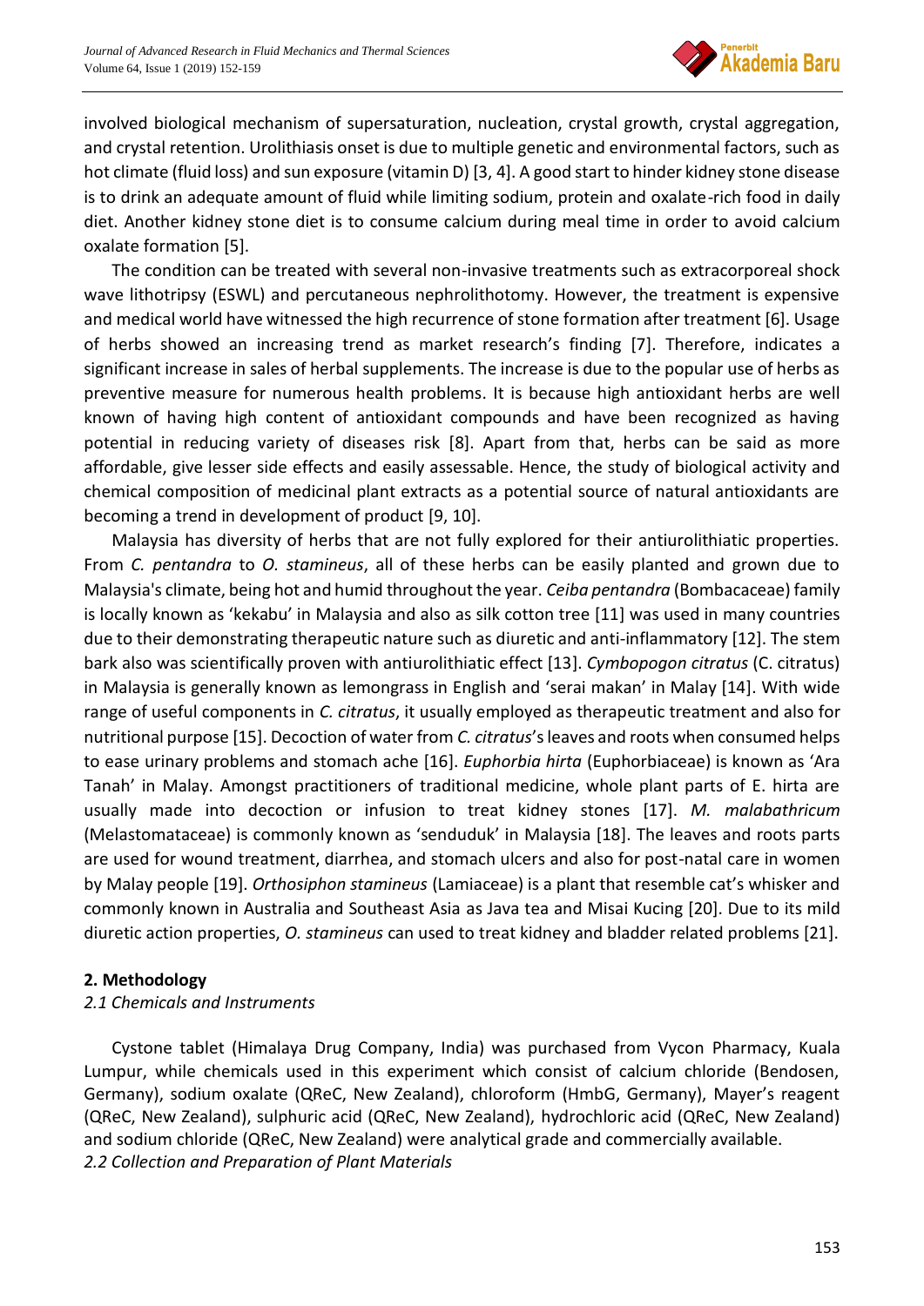involved biological mechanism of supersaturation, nucleation, crystal growth, crystal aggregation, and crystal retention. Urolithiasis onset is due to multiple genetic and environmental factors, such as hot climate (fluid loss) and sun exposure (vitamin D) [3, 4]. A good start to hinder kidney stone disease is to drink an adequate amount of fluid while limiting sodium, protein and oxalate-rich food in daily diet. Another kidney stone diet is to consume calcium during meal time in order to avoid calcium oxalate formation [5].

The condition can be treated with several non-invasive treatments such as extracorporeal shock wave lithotripsy (ESWL) and percutaneous nephrolithotomy. However, the treatment is expensive and medical world have witnessed the high recurrence of stone formation after treatment [6]. Usage of herbs showed an increasing trend as market research's finding [7]. Therefore, indicates a significant increase in sales of herbal supplements. The increase is due to the popular use of herbs as preventive measure for numerous health problems. It is because high antioxidant herbs are well known of having high content of antioxidant compounds and have been recognized as having potential in reducing variety of diseases risk [8]. Apart from that, herbs can be said as more affordable, give lesser side effects and easily assessable. Hence, the study of biological activity and chemical composition of medicinal plant extracts as a potential source of natural antioxidants are becoming a trend in development of product [9, 10].

Malaysia has diversity of herbs that are not fully explored for their antiurolithiatic properties. From *C. pentandra* to *O. stamineus*, all of these herbs can be easily planted and grown due to Malaysia's climate, being hot and humid throughout the year. *Ceiba pentandra* (Bombacaceae) family is locally known as 'kekabu' in Malaysia and also as silk cotton tree [11] was used in many countries due to their demonstrating therapeutic nature such as diuretic and anti-inflammatory [12]. The stem bark also was scientifically proven with antiurolithiatic effect [13]. *Cymbopogon citratus* (C. citratus) in Malaysia is generally known as lemongrass in English and 'serai makan' in Malay [14]. With wide range of useful components in *C. citratus*, it usually employed as therapeutic treatment and also for nutritional purpose [15]. Decoction of water from *C. citratus*'s leaves and roots when consumed helps to ease urinary problems and stomach ache [16]. *Euphorbia hirta* (Euphorbiaceae) is known as 'Ara Tanah' in Malay. Amongst practitioners of traditional medicine, whole plant parts of E. hirta are usually made into decoction or infusion to treat kidney stones [17]. *M. malabathricum* (Melastomataceae) is commonly known as 'senduduk' in Malaysia [18]. The leaves and roots parts are used for wound treatment, diarrhea, and stomach ulcers and also for post-natal care in women by Malay people [19]. *Orthosiphon stamineus* (Lamiaceae) is a plant that resemble cat's whisker and commonly known in Australia and Southeast Asia as Java tea and Misai Kucing [20]. Due to its mild diuretic action properties, *O. stamineus* can used to treat kidney and bladder related problems [21].

## 2. Methodology

### *2.1 Chemicals and Instruments*

Cystone tablet (Himalaya Drug Company, India) was purchased from Vycon Pharmacy, Kuala Lumpur, while chemicals used in this experiment which consist of calcium chloride (Bendosen, Germany), sodium oxalate (QReC, New Zealand), chloroform (HmbG, Germany), Mayer's reagent (QReC, New Zealand), sulphuric acid (QReC, New Zealand), hydrochloric acid (QReC, New Zealand) and sodium chloride (QReC, New Zealand) were analytical grade and commercially available.

### *2.2 Collection and Preparation of Plant Materials*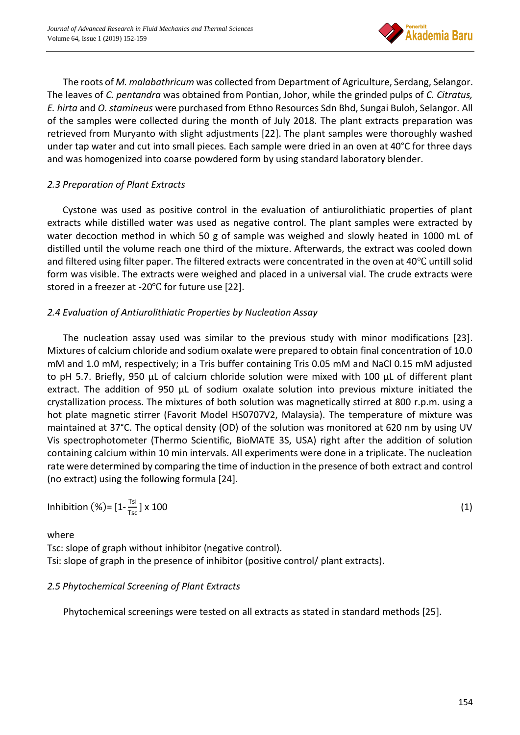The roots of *M. malabathricum* was collected from Department of Agriculture, Serdang, Selangor. The leaves of *C. pentandra* was obtained from Pontian, Johor, while the grinded pulps of *C. Citratus, E. hirta* and *O. stamineus* were purchased from Ethno Resources Sdn Bhd, Sungai Buloh, Selangor. All of the samples were collected during the month of July 2018. The plant extracts preparation was retrieved from Muryanto with slight adjustments [22]. The plant samples were thoroughly washed under tap water and cut into small pieces. Each sample were dried in an oven at 40°C for three days and was homogenized into coarse powdered form by using standard laboratory blender.

### *2.3 Preparation of Plant Extracts*

Cystone was used as positive control in the evaluation of antiurolithiatic properties of plant extracts while distilled water was used as negative control. The plant samples were extracted by water decoction method in which 50 g of sample was weighed and slowly heated in 1000 mL of distilled until the volume reach one third of the mixture. Afterwards, the extract was cooled down and filtered using filter paper. The filtered extracts were concentrated in the oven at 40℃ untill solid form was visible. The extracts were weighed and placed in a universal vial. The crude extracts were stored in a freezer at -20℃ for future use [22].

### *2.4 Evaluation of Antiurolithiatic Properties by Nucleation Assay*

The nucleation assay used was similar to the previous study with minor modifications [23]. Mixtures of calcium chloride and sodium oxalate were prepared to obtain final concentration of 10.0 mM and 1.0 mM, respectively; in a Tris buffer containing Tris 0.05 mM and NaCl 0.15 mM adjusted to pH 5.7. Briefly, 950 µL of calcium chloride solution were mixed with 100 µL of different plant extract. The addition of 950 µL of sodium oxalate solution into previous mixture initiated the crystallization process. The mixtures of both solution was magnetically stirred at 800 r.p.m. using a hot plate magnetic stirrer (Favorit Model HS0707V2, Malaysia). The temperature of mixture was maintained at 37°C. The optical density (OD) of the solution was monitored at 620 nm by using UV Vis spectrophotometer (Thermo Scientific, BioMATE 3S, USA) right after the addition of solution containing calcium within 10 min intervals. All experiments were done in a triplicate. The nucleation rate were determined by comparing the time of induction in the presence of both extract and control (no extract) using the following formula [24].

$$\text{Inhibition}\ (\%) = \left[1 - \frac{T_{si}}{T_{sc}}\right] \times 100 \tag{1}$$

where

$T_{sc}$: slope of graph without inhibitor (negative control).

$T_{si}$: slope of graph in the presence of inhibitor (positive control/ plant extracts).

### *2.5 Phytochemical Screening of Plant Extracts*

Phytochemical screenings were tested on all extracts as stated in standard methods [25].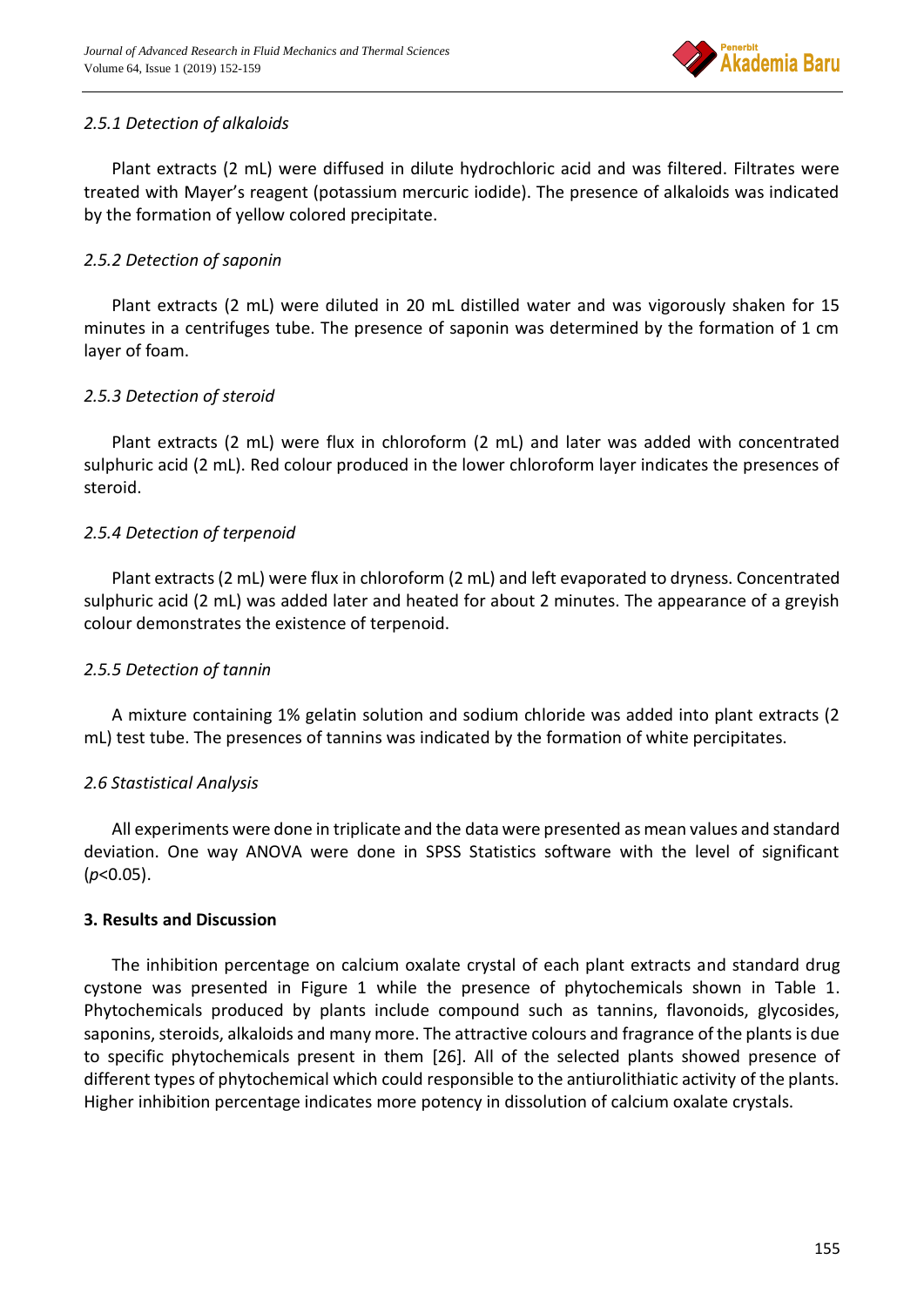### *2.5.1 Detection of alkaloids*

Plant extracts (2 mL) were diffused in dilute hydrochloric acid and was filtered. Filtrates were treated with Mayer's reagent (potassium mercuric iodide). The presence of alkaloids was indicated by the formation of yellow colored precipitate.

### *2.5.2 Detection of saponin*

Plant extracts (2 mL) were diluted in 20 mL distilled water and was vigorously shaken for 15 minutes in a centrifuges tube. The presence of saponin was determined by the formation of 1 cm layer of foam.

### *2.5.3 Detection of steroid*

Plant extracts (2 mL) were flux in chloroform (2 mL) and later was added with concentrated sulphuric acid (2 mL). Red colour produced in the lower chloroform layer indicates the presences of steroid.

### *2.5.4 Detection of terpenoid*

Plant extracts (2 mL) were flux in chloroform (2 mL) and left evaporated to dryness. Concentrated sulphuric acid (2 mL) was added later and heated for about 2 minutes. The appearance of a greyish colour demonstrates the existence of terpenoid.

### *2.5.5 Detection of tannin*

A mixture containing 1% gelatin solution and sodium chloride was added into plant extracts (2 mL) test tube. The presences of tannins was indicated by the formation of white percipitates.

## *2.6 Stastistical Analysis*

All experiments were done in triplicate and the data were presented as mean values and standard deviation. One way ANOVA were done in SPSS Statistics software with the level of significant ($p$<0.05).

# **3. Results and Discussion**

The inhibition percentage on calcium oxalate crystal of each plant extracts and standard drug cystone was presented in Figure 1 while the presence of phytochemicals shown in Table 1. Phytochemicals produced by plants include compound such as tannins, flavonoids, glycosides, saponins, steroids, alkaloids and many more. The attractive colours and fragrance of the plants is due to specific phytochemicals present in them [26]. All of the selected plants showed presence of different types of phytochemical which could responsible to the antiurolithiatic activity of the plants. Higher inhibition percentage indicates more potency in dissolution of calcium oxalate crystals.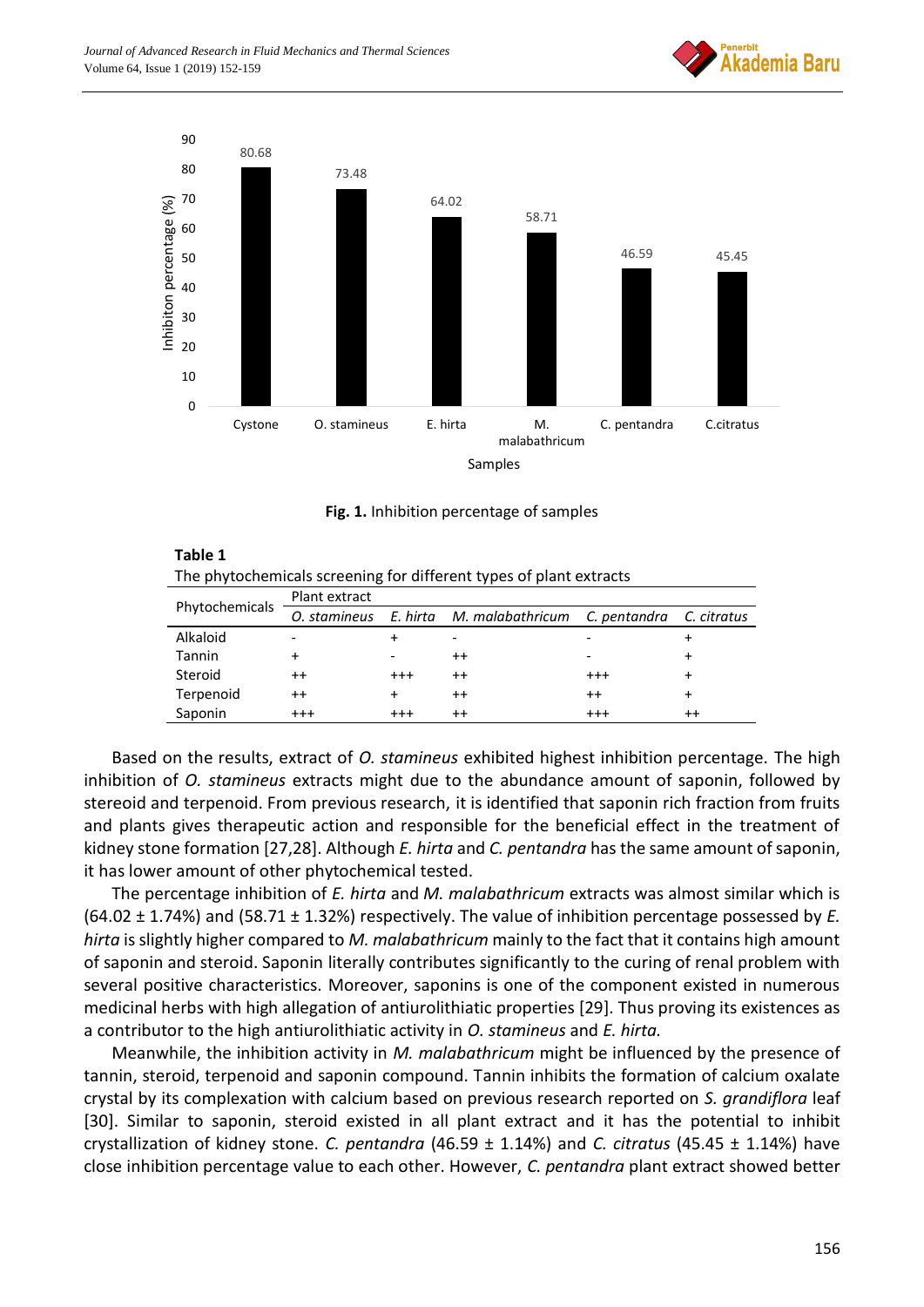| Samples | Inhibiton percentage (%) |
|---|---|
| Cystone | 80.68 |
| O. stamineus | 73.48 |
| E. hirta | 64.02 |
| M. malabathricum | 58.71 |
| C. pentandra | 46.59 |
| C.citratus | 45.45 |

**Fig. 1.** Inhibition percentage of samples

**Table 1**
The phytochemicals screening for different types of plant extracts

| Phytochemicals | Plant extract | | | | |
|---|---|---|---|---|---|
| | *O. stamineus* | *E. hirta* | *M. malabathricum* | *C. pentandra* | *C. citratus* |
| Alkaloid | - | + | - | - | + |
| Tannin | + | - | ++ | - | + |
| Steroid | ++ | +++ | ++ | +++ | + |
| Terpenoid | ++ | + | ++ | ++ | + |
| Saponin | +++ | +++ | ++ | +++ | ++ |

Based on the results, extract of *O. stamineus* exhibited highest inhibition percentage. The high inhibition of *O. stamineus* extracts might due to the abundance amount of saponin, followed by stereoid and terpenoid. From previous research, it is identified that saponin rich fraction from fruits and plants gives therapeutic action and responsible for the beneficial effect in the treatment of kidney stone formation [27,28]. Although *E. hirta* and *C. pentandra* has the same amount of saponin, it has lower amount of other phytochemical tested.

The percentage inhibition of *E. hirta* and *M. malabathricum* extracts was almost similar which is (64.02 ± 1.74%) and (58.71 ± 1.32%) respectively. The value of inhibition percentage possessed by *E. hirta* is slightly higher compared to *M. malabathricum* mainly to the fact that it contains high amount of saponin and steroid. Saponin literally contributes significantly to the curing of renal problem with several positive characteristics. Moreover, saponins is one of the component existed in numerous medicinal herbs with high allegation of antiurolithiatic properties [29]. Thus proving its existences as a contributor to the high antiurolithiatic activity in *O. stamineus* and *E. hirta.*

Meanwhile, the inhibition activity in *M. malabathricum* might be influenced by the presence of tannin, steroid, terpenoid and saponin compound. Tannin inhibits the formation of calcium oxalate crystal by its complexation with calcium based on previous research reported on *S. grandiflora* leaf [30]. Similar to saponin, steroid existed in all plant extract and it has the potential to inhibit crystallization of kidney stone. *C. pentandra* (46.59 ± 1.14%) and *C. citratus* (45.45 ± 1.14%) have close inhibition percentage value to each other. However, *C. pentandra* plant extract showed better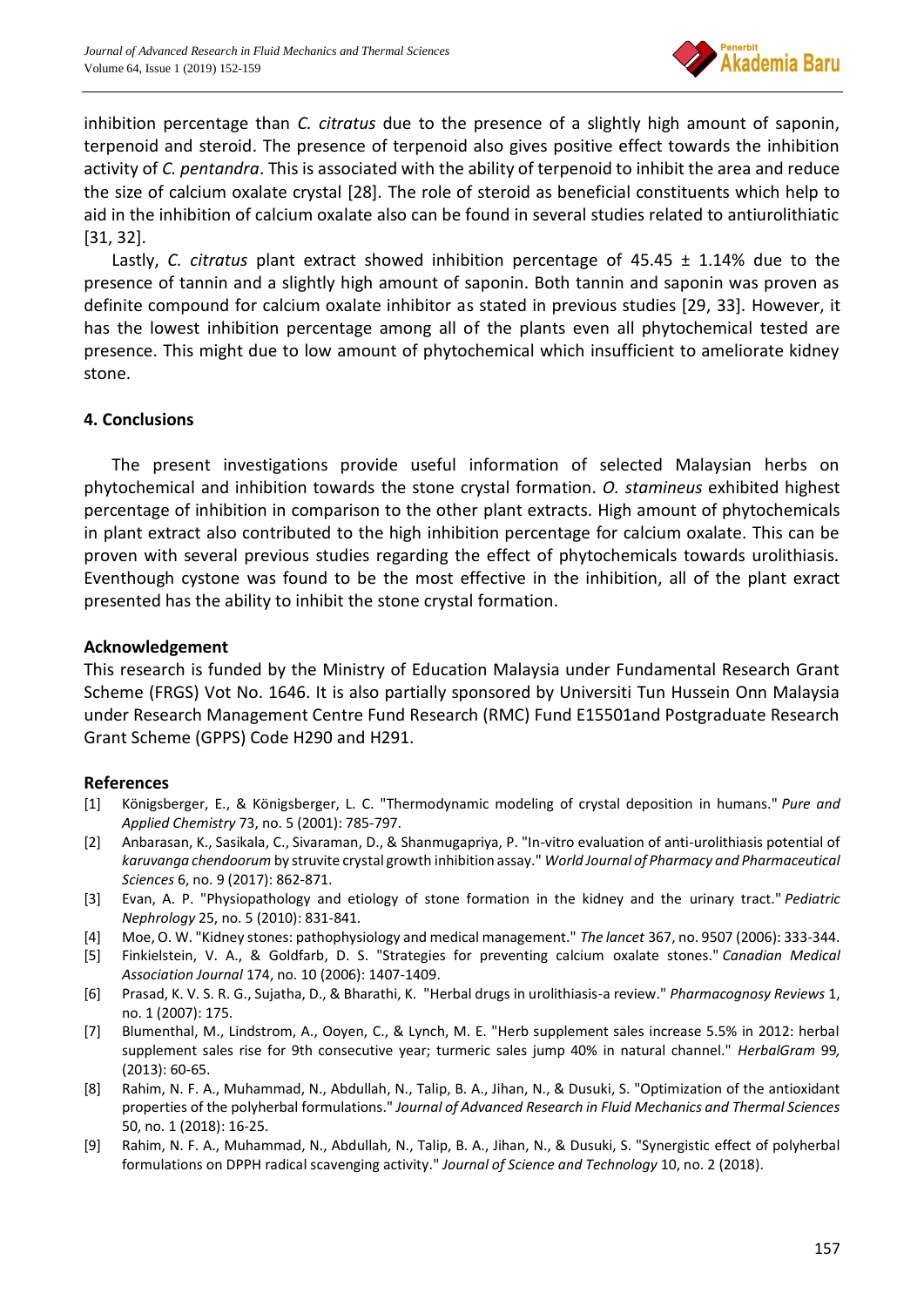inhibition percentage than *C. citratus* due to the presence of a slightly high amount of saponin, terpenoid and steroid. The presence of terpenoid also gives positive effect towards the inhibition activity of *C. pentandra*. This is associated with the ability of terpenoid to inhibit the area and reduce the size of calcium oxalate crystal [28]. The role of steroid as beneficial constituents which help to aid in the inhibition of calcium oxalate also can be found in several studies related to antiurolithiatic [31, 32].

Lastly, *C. citratus* plant extract showed inhibition percentage of 45.45 ± 1.14% due to the presence of tannin and a slightly high amount of saponin. Both tannin and saponin was proven as definite compound for calcium oxalate inhibitor as stated in previous studies [29, 33]. However, it has the lowest inhibition percentage among all of the plants even all phytochemical tested are presence. This might due to low amount of phytochemical which insufficient to ameliorate kidney stone.

## 4. Conclusions

The present investigations provide useful information of selected Malaysian herbs on phytochemical and inhibition towards the stone crystal formation. *O. stamineus* exhibited highest percentage of inhibition in comparison to the other plant extracts. High amount of phytochemicals in plant extract also contributed to the high inhibition percentage for calcium oxalate. This can be proven with several previous studies regarding the effect of phytochemicals towards urolithiasis. Eventhough cystone was found to be the most effective in the inhibition, all of the plant exract presented has the ability to inhibit the stone crystal formation.

## Acknowledgement

This research is funded by the Ministry of Education Malaysia under Fundamental Research Grant Scheme (FRGS) Vot No. 1646. It is also partially sponsored by Universiti Tun Hussein Onn Malaysia under Research Management Centre Fund Research (RMC) Fund E15501and Postgraduate Research Grant Scheme (GPPS) Code H290 and H291.

## References

[1] Königsberger, E., & Königsberger, L. C. "Thermodynamic modeling of crystal deposition in humans." *Pure and Applied Chemistry* 73, no. 5 (2001): 785-797.

[2] Anbarasan, K., Sasikala, C., Sivaraman, D., & Shanmugapriya, P. "In-vitro evaluation of anti-urolithiasis potential of *karuvanga chendoorum* by struvite crystal growth inhibition assay." *World Journal of Pharmacy and Pharmaceutical Sciences* 6, no. 9 (2017): 862-871.

[3] Evan, A. P. "Physiopathology and etiology of stone formation in the kidney and the urinary tract." *Pediatric Nephrology* 25, no. 5 (2010): 831-841.

[4] Moe, O. W. "Kidney stones: pathophysiology and medical management." *The lancet* 367, no. 9507 (2006): 333-344.

[5] Finkielstein, V. A., & Goldfarb, D. S. "Strategies for preventing calcium oxalate stones." *Canadian Medical Association Journal* 174, no. 10 (2006): 1407-1409.

[6] Prasad, K. V. S. R. G., Sujatha, D., & Bharathi, K. "Herbal drugs in urolithiasis-a review." *Pharmacognosy Reviews* 1, no. 1 (2007): 175.

[7] Blumenthal, M., Lindstrom, A., Ooyen, C., & Lynch, M. E. "Herb supplement sales increase 5.5% in 2012: herbal supplement sales rise for 9th consecutive year; turmeric sales jump 40% in natural channel." *HerbalGram* 99, (2013): 60-65.

[8] Rahim, N. F. A., Muhammad, N., Abdullah, N., Talip, B. A., Jihan, N., & Dusuki, S. "Optimization of the antioxidant properties of the polyherbal formulations." *Journal of Advanced Research in Fluid Mechanics and Thermal Sciences* 50, no. 1 (2018): 16-25.

[9] Rahim, N. F. A., Muhammad, N., Abdullah, N., Talip, B. A., Jihan, N., & Dusuki, S. "Synergistic effect of polyherbal formulations on DPPH radical scavenging activity." *Journal of Science and Technology* 10, no. 2 (2018).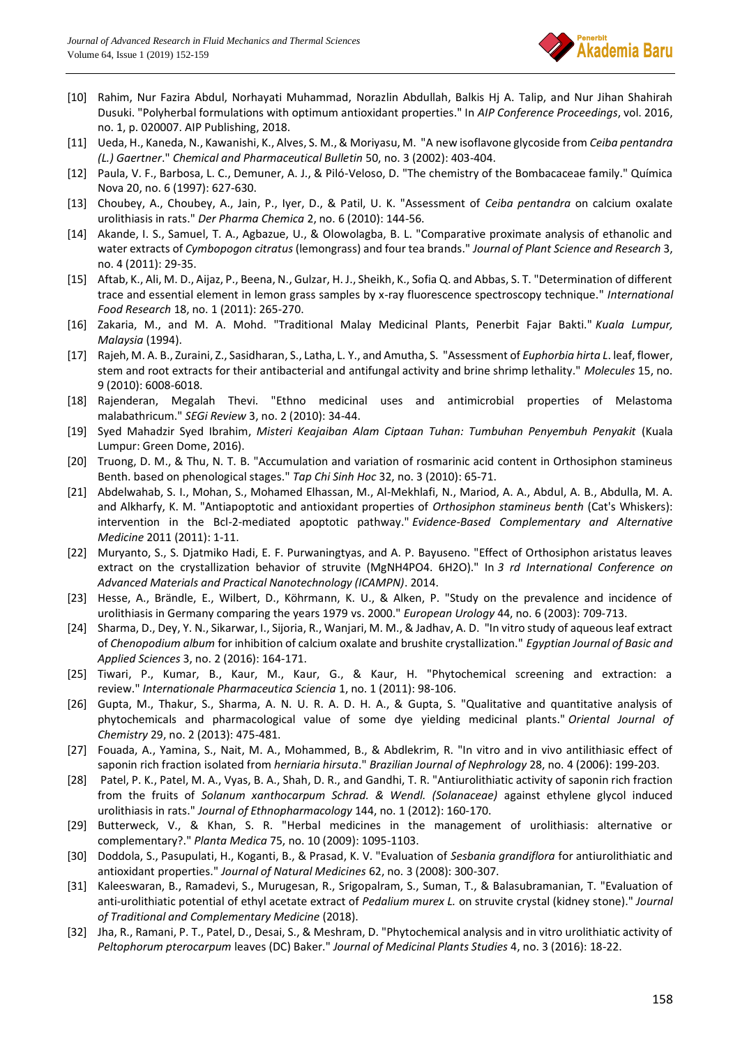[10] Rahim, Nur Fazira Abdul, Norhayati Muhammad, Norazlin Abdullah, Balkis Hj A. Talip, and Nur Jihan Shahirah Dusuki. "Polyherbal formulations with optimum antioxidant properties." In *AIP Conference Proceedings*, vol. 2016, no. 1, p. 020007. AIP Publishing, 2018.

[11] Ueda, H., Kaneda, N., Kawanishi, K., Alves, S. M., & Moriyasu, M. "A new isoflavone glycoside from *Ceiba pentandra (L.) Gaertner*." *Chemical and Pharmaceutical Bulletin* 50, no. 3 (2002): 403-404.

[12] Paula, V. F., Barbosa, L. C., Demuner, A. J., & Piló-Veloso, D. "The chemistry of the Bombacaceae family." Química Nova 20, no. 6 (1997): 627-630.

[13] Choubey, A., Choubey, A., Jain, P., Iyer, D., & Patil, U. K. "Assessment of *Ceiba pentandra* on calcium oxalate urolithiasis in rats." *Der Pharma Chemica* 2, no. 6 (2010): 144-56.

[14] Akande, I. S., Samuel, T. A., Agbazue, U., & Olowolagba, B. L. "Comparative proximate analysis of ethanolic and water extracts of *Cymbopogon citratus* (lemongrass) and four tea brands." *Journal of Plant Science and Research* 3, no. 4 (2011): 29-35.

[15] Aftab, K., Ali, M. D., Aijaz, P., Beena, N., Gulzar, H. J., Sheikh, K., Sofia Q. and Abbas, S. T. "Determination of different trace and essential element in lemon grass samples by x-ray fluorescence spectroscopy technique." *International Food Research* 18, no. 1 (2011): 265-270.

[16] Zakaria, M., and M. A. Mohd. "Traditional Malay Medicinal Plants, Penerbit Fajar Bakti." *Kuala Lumpur, Malaysia* (1994).

[17] Rajeh, M. A. B., Zuraini, Z., Sasidharan, S., Latha, L. Y., and Amutha, S. "Assessment of *Euphorbia hirta L*. leaf, flower, stem and root extracts for their antibacterial and antifungal activity and brine shrimp lethality." *Molecules* 15, no. 9 (2010): 6008-6018.

[18] Rajenderan, Megalah Thevi. "Ethno medicinal uses and antimicrobial properties of Melastoma malabathricum." *SEGi Review* 3, no. 2 (2010): 34-44.

[19] Syed Mahadzir Syed Ibrahim, *Misteri Keajaiban Alam Ciptaan Tuhan: Tumbuhan Penyembuh Penyakit* (Kuala Lumpur: Green Dome, 2016).

[20] Truong, D. M., & Thu, N. T. B. "Accumulation and variation of rosmarinic acid content in Orthosiphon stamineus Benth. based on phenological stages." *Tap Chi Sinh Hoc* 32, no. 3 (2010): 65-71.

[21] Abdelwahab, S. I., Mohan, S., Mohamed Elhassan, M., Al-Mekhlafi, N., Mariod, A. A., Abdul, A. B., Abdulla, M. A. and Alkharfy, K. M. "Antiapoptotic and antioxidant properties of *Orthosiphon stamineus benth* (Cat's Whiskers): intervention in the Bcl-2-mediated apoptotic pathway." *Evidence-Based Complementary and Alternative Medicine* 2011 (2011): 1-11.

[22] Muryanto, S., S. Djatmiko Hadi, E. F. Purwaningtyas, and A. P. Bayuseno. "Effect of Orthosiphon aristatus leaves extract on the crystallization behavior of struvite (MgNH4PO4. 6H2O)." In *3 rd International Conference on Advanced Materials and Practical Nanotechnology (ICAMPN)*. 2014.

[23] Hesse, A., Brändle, E., Wilbert, D., Köhrmann, K. U., & Alken, P. "Study on the prevalence and incidence of urolithiasis in Germany comparing the years 1979 vs. 2000." *European Urology* 44, no. 6 (2003): 709-713.

[24] Sharma, D., Dey, Y. N., Sikarwar, I., Sijoria, R., Wanjari, M. M., & Jadhav, A. D. "In vitro study of aqueous leaf extract of *Chenopodium album* for inhibition of calcium oxalate and brushite crystallization." *Egyptian Journal of Basic and Applied Sciences* 3, no. 2 (2016): 164-171.

[25] Tiwari, P., Kumar, B., Kaur, M., Kaur, G., & Kaur, H. "Phytochemical screening and extraction: a review." *Internationale Pharmaceutica Sciencia* 1, no. 1 (2011): 98-106.

[26] Gupta, M., Thakur, S., Sharma, A. N. U. R. A. D. H. A., & Gupta, S. "Qualitative and quantitative analysis of phytochemicals and pharmacological value of some dye yielding medicinal plants." *Oriental Journal of Chemistry* 29, no. 2 (2013): 475-481.

[27] Fouada, A., Yamina, S., Nait, M. A., Mohammed, B., & Abdlekrim, R. "In vitro and in vivo antilithiasic effect of saponin rich fraction isolated from *herniaria hirsuta*." *Brazilian Journal of Nephrology* 28, no. 4 (2006): 199-203.

[28] Patel, P. K., Patel, M. A., Vyas, B. A., Shah, D. R., and Gandhi, T. R. "Antiurolithiatic activity of saponin rich fraction from the fruits of *Solanum xanthocarpum Schrad. & Wendl. (Solanaceae)* against ethylene glycol induced urolithiasis in rats." *Journal of Ethnopharmacology* 144, no. 1 (2012): 160-170.

[29] Butterweck, V., & Khan, S. R. "Herbal medicines in the management of urolithiasis: alternative or complementary?." *Planta Medica* 75, no. 10 (2009): 1095-1103.

[30] Doddola, S., Pasupulati, H., Koganti, B., & Prasad, K. V. "Evaluation of *Sesbania grandiflora* for antiurolithiatic and antioxidant properties." *Journal of Natural Medicines* 62, no. 3 (2008): 300-307.

[31] Kaleeswaran, B., Ramadevi, S., Murugesan, R., Srigopalram, S., Suman, T., & Balasubramanian, T. "Evaluation of anti-urolithiatic potential of ethyl acetate extract of *Pedalium murex L.* on struvite crystal (kidney stone)." *Journal of Traditional and Complementary Medicine* (2018).

[32] Jha, R., Ramani, P. T., Patel, D., Desai, S., & Meshram, D. "Phytochemical analysis and in vitro urolithiatic activity of *Peltophorum pterocarpum* leaves (DC) Baker." *Journal of Medicinal Plants Studies* 4, no. 3 (2016): 18-22.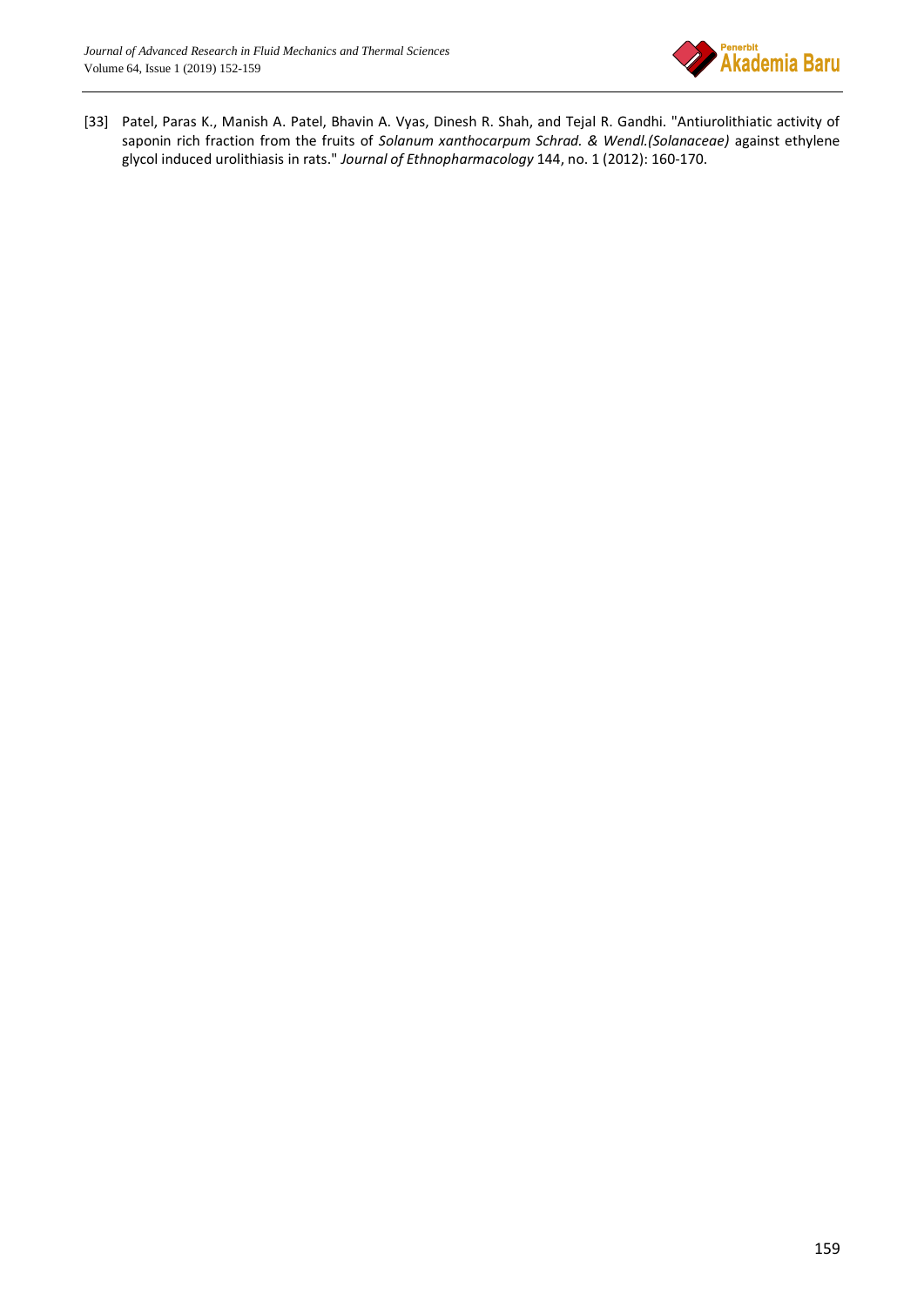[33] Patel, Paras K., Manish A. Patel, Bhavin A. Vyas, Dinesh R. Shah, and Tejal R. Gandhi. "Antiurolithiatic activity of saponin rich fraction from the fruits of *Solanum xanthocarpum Schrad. & Wendl.(Solanaceae)* against ethylene glycol induced urolithiasis in rats." *Journal of Ethnopharmacology* 144, no. 1 (2012): 160-170.